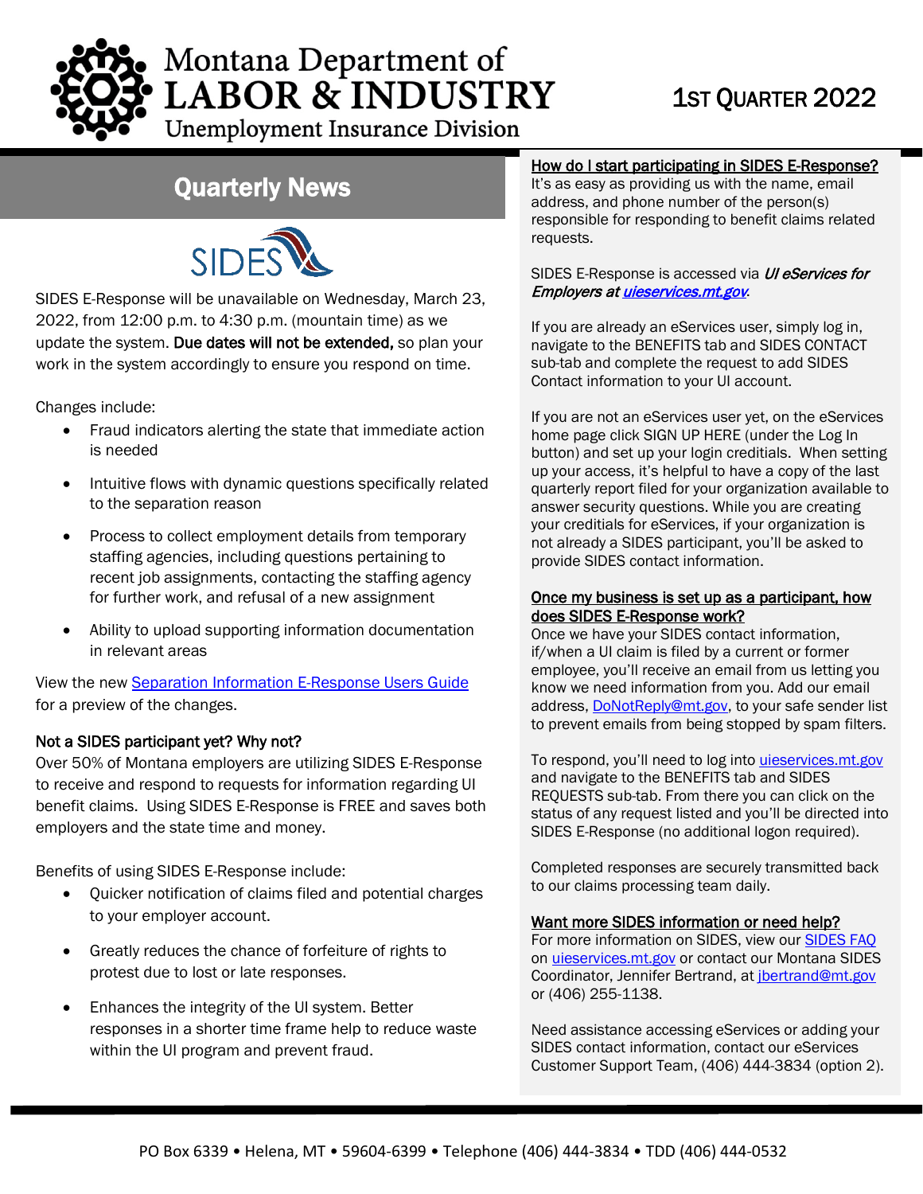# Montana Department of LABOR & INDUSTRY
## Unemployment Insurance Division

**1ST QUARTER 2022**

## Quarterly News

SIDES

SIDES E-Response will be unavailable on Wednesday, March 23, 2022, from 12:00 p.m. to 4:30 p.m. (mountain time) as we update the system. **Due dates will not be extended,** so plan your work in the system accordingly to ensure you respond on time.

Changes include:

- Fraud indicators alerting the state that immediate action is needed
- Intuitive flows with dynamic questions specifically related to the separation reason
- Process to collect employment details from temporary staffing agencies, including questions pertaining to recent job assignments, contacting the staffing agency for further work, and refusal of a new assignment
- Ability to upload supporting information documentation in relevant areas

View the new Separation Information E-Response Users Guide for a preview of the changes.

### Not a SIDES participant yet? Why not?

Over 50% of Montana employers are utilizing SIDES E-Response to receive and respond to requests for information regarding UI benefit claims. Using SIDES E-Response is FREE and saves both employers and the state time and money.

Benefits of using SIDES E-Response include:

- Quicker notification of claims filed and potential charges to your employer account.
- Greatly reduces the chance of forfeiture of rights to protest due to lost or late responses.
- Enhances the integrity of the UI system. Better responses in a shorter time frame help to reduce waste within the UI program and prevent fraud.

### How do I start participating in SIDES E-Response?

It's as easy as providing us with the name, email address, and phone number of the person(s) responsible for responding to benefit claims related requests.

SIDES E-Response is accessed via *UI eServices for Employers at uieservices.mt.gov*.

If you are already an eServices user, simply log in, navigate to the BENEFITS tab and SIDES CONTACT sub-tab and complete the request to add SIDES Contact information to your UI account.

If you are not an eServices user yet, on the eServices home page click SIGN UP HERE (under the Log In button) and set up your login creditials. When setting up your account, it's helpful to have a copy of the last quarterly report filed for your organization available to answer security questions. While you are creating your creditials for eServices, if your organization is not already a SIDES participant, you'll be asked to provide SIDES contact information.

### Once my business is set up as a participant, how does SIDES E-Response work?

Once we have your SIDES contact information, if/when a UI claim is filed by a current or former employee, you'll receive an email from us letting you know we need information from you. Add our email address, DoNotReply@mt.gov, to your safe sender list to prevent emails from being stopped by spam filters.

To respond, you'll need to log into uieservices.mt.gov and navigate to the BENEFITS tab and SIDES REQUESTS sub-tab. From there you can click on the status of any request listed and you'll be directed into SIDES E-Response (no additional logon required).

Completed responses are securely transmitted back to our claims processing team daily.

### Want more SIDES information or need help?

For more information on SIDES, view our SIDES FAQ on uieservices.mt.gov or contact our Montana SIDES Coordinator, Jennifer Bertrand, at jbertrand@mt.gov or (406) 255-1138.

Need assistance accessing eServices or adding your SIDES contact information, contact our eServices Customer Support Team, (406) 444-3834 (option 2).

PO Box 6339 • Helena, MT • 59604-6399 • Telephone (406) 444-3834 • TDD (406) 444-0532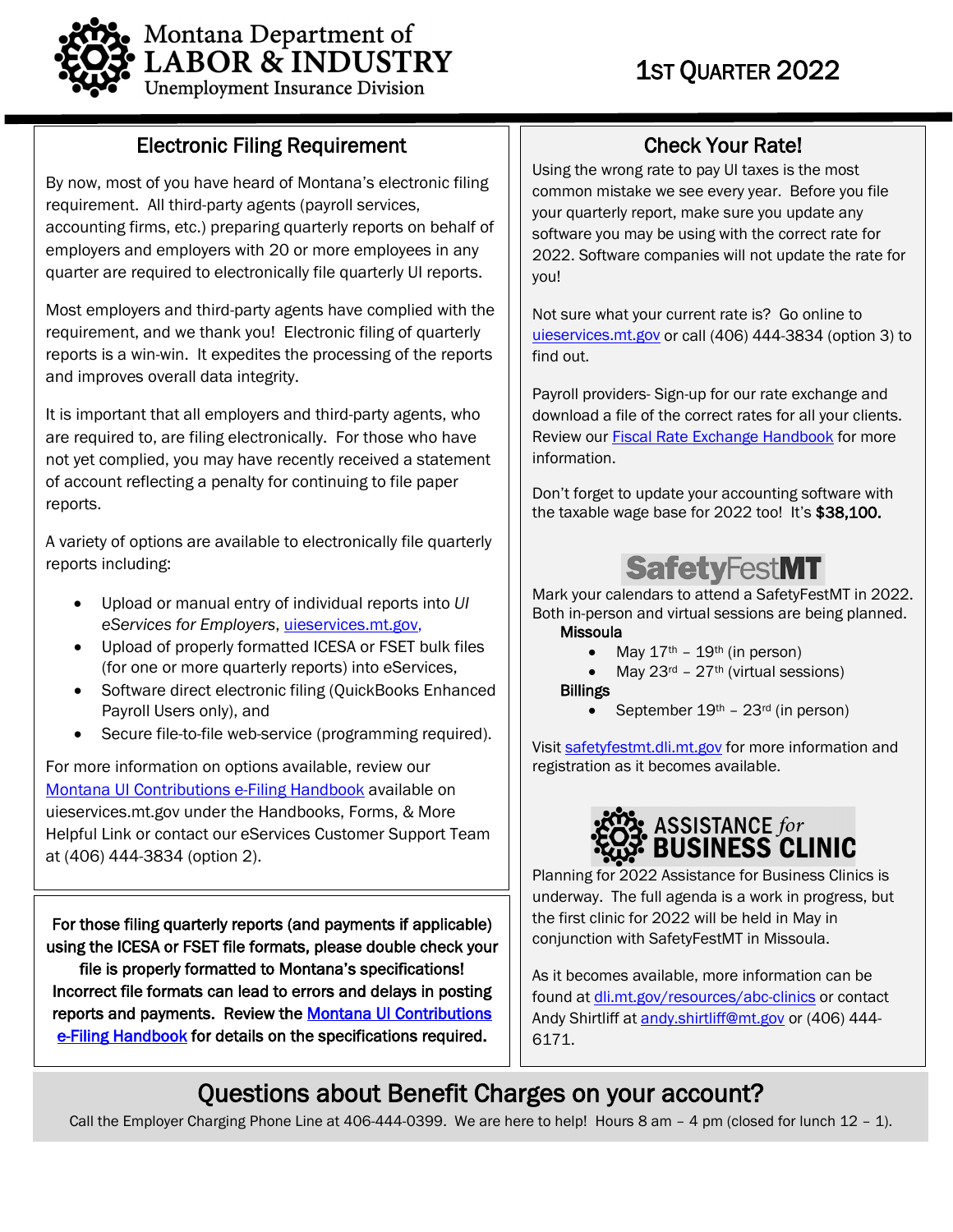Montana Department of
LABOR & INDUSTRY
Unemployment Insurance Division

# 1ST QUARTER 2022

## Electronic Filing Requirement

By now, most of you have heard of Montana's electronic filing requirement. All third-party agents (payroll services, accounting firms, etc.) preparing quarterly reports on behalf of employers and employers with 20 or more employees in any quarter are required to electronically file quarterly UI reports.

Most employers and third-party agents have complied with the requirement, and we thank you! Electronic filing of quarterly reports is a win-win. It expedites the processing of the reports and improves overall data integrity.

It is important that all employers and third-party agents, who are required to, are filing electronically. For those who have not yet complied, you may have recently received a statement of account reflecting a penalty for continuing to file paper reports.

A variety of options are available to electronically file quarterly reports including:

- Upload or manual entry of individual reports into *UI eServices for Employers*, uieservices.mt.gov,
- Upload of properly formatted ICESA or FSET bulk files (for one or more quarterly reports) into eServices,
- Software direct electronic filing (QuickBooks Enhanced Payroll Users only), and
- Secure file-to-file web-service (programming required).

For more information on options available, review our Montana UI Contributions e-Filing Handbook available on uieservices.mt.gov under the Handbooks, Forms, & More Helpful Link or contact our eServices Customer Support Team at (406) 444-3834 (option 2).

**For those filing quarterly reports (and payments if applicable) using the ICESA or FSET file formats, please double check your file is properly formatted to Montana's specifications! Incorrect file formats can lead to errors and delays in posting reports and payments. Review the Montana UI Contributions e-Filing Handbook for details on the specifications required.**

## Check Your Rate!

Using the wrong rate to pay UI taxes is the most common mistake we see every year. Before you file your quarterly report, make sure you update any software you may be using with the correct rate for 2022. Software companies will not update the rate for you!

Not sure what your current rate is? Go online to uieservices.mt.gov or call (406) 444-3834 (option 3) to find out.

Payroll providers- Sign-up for our rate exchange and download a file of the correct rates for all your clients. Review our Fiscal Rate Exchange Handbook for more information.

Don't forget to update your accounting software with the taxable wage base for 2022 too! It's **$38,100.**

## SafetyFestMT

Mark your calendars to attend a SafetyFestMT in 2022. Both in-person and virtual sessions are being planned.

**Missoula**

- May 17th – 19th (in person)
- May 23rd – 27th (virtual sessions)

**Billings**

- September 19th – 23rd (in person)

Visit safetyfestmt.dli.mt.gov for more information and registration as it becomes available.

## ASSISTANCE *for* BUSINESS CLINIC

Planning for 2022 Assistance for Business Clinics is underway. The full agenda is a work in progress, but the first clinic for 2022 will be held in May in conjunction with SafetyFestMT in Missoula.

As it becomes available, more information can be found at dli.mt.gov/resources/abc-clinics or contact Andy Shirtliff at andy.shirtliff@mt.gov or (406) 444-6171.

## Questions about Benefit Charges on your account?

Call the Employer Charging Phone Line at 406-444-0399. We are here to help! Hours 8 am – 4 pm (closed for lunch 12 – 1).